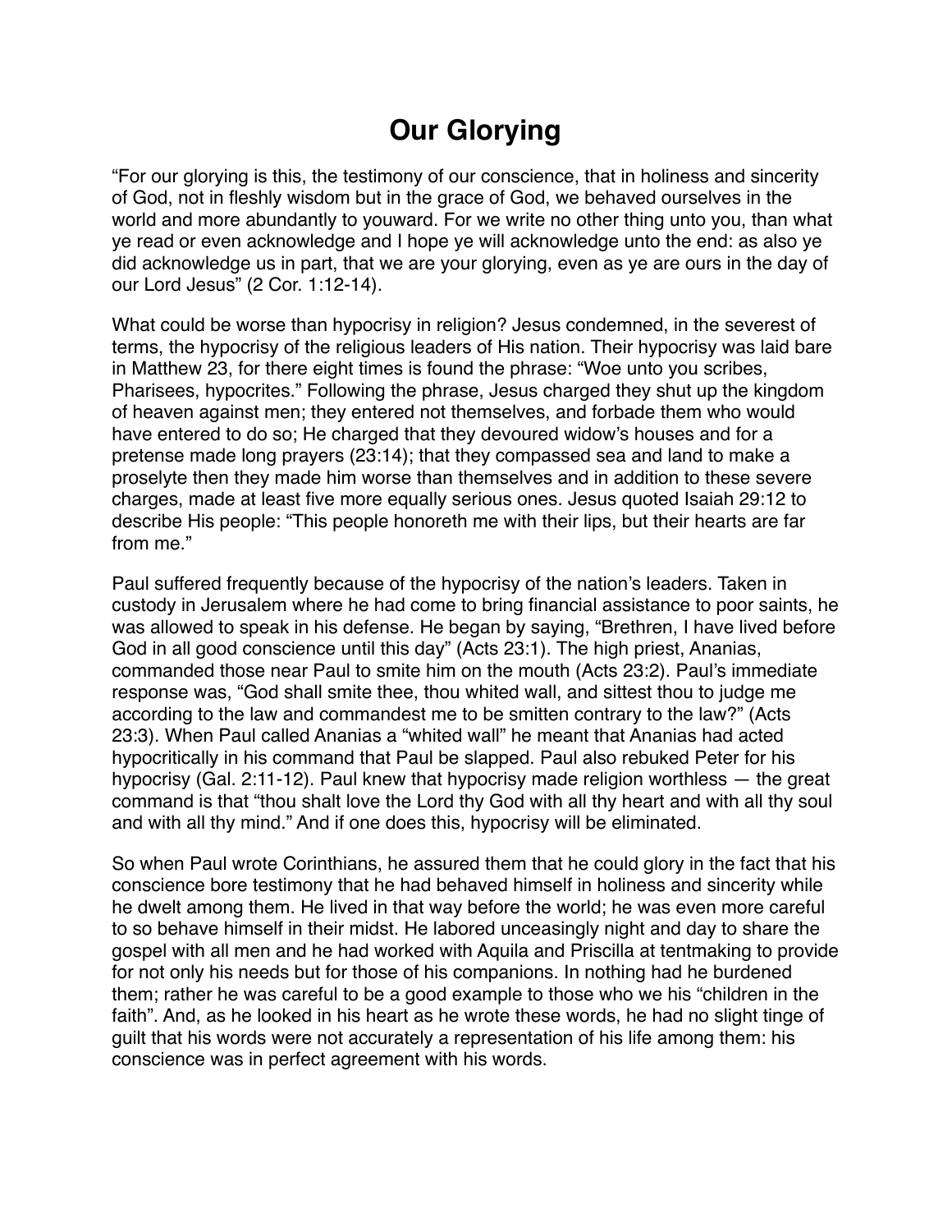# Our Glorying

"For our glorying is this, the testimony of our conscience, that in holiness and sincerity of God, not in fleshly wisdom but in the grace of God, we behaved ourselves in the world and more abundantly to youward. For we write no other thing unto you, than what ye read or even acknowledge and I hope ye will acknowledge unto the end: as also ye did acknowledge us in part, that we are your glorying, even as ye are ours in the day of our Lord Jesus" (2 Cor. 1:12-14).

What could be worse than hypocrisy in religion? Jesus condemned, in the severest of terms, the hypocrisy of the religious leaders of His nation. Their hypocrisy was laid bare in Matthew 23, for there eight times is found the phrase: "Woe unto you scribes, Pharisees, hypocrites." Following the phrase, Jesus charged they shut up the kingdom of heaven against men; they entered not themselves, and forbade them who would have entered to do so; He charged that they devoured widow's houses and for a pretense made long prayers (23:14); that they compassed sea and land to make a proselyte then they made him worse than themselves and in addition to these severe charges, made at least five more equally serious ones. Jesus quoted Isaiah 29:12 to describe His people: "This people honoreth me with their lips, but their hearts are far from me."

Paul suffered frequently because of the hypocrisy of the nation's leaders. Taken in custody in Jerusalem where he had come to bring financial assistance to poor saints, he was allowed to speak in his defense. He began by saying, "Brethren, I have lived before God in all good conscience until this day" (Acts 23:1). The high priest, Ananias, commanded those near Paul to smite him on the mouth (Acts 23:2). Paul's immediate response was, "God shall smite thee, thou whited wall, and sittest thou to judge me according to the law and commandest me to be smitten contrary to the law?" (Acts 23:3). When Paul called Ananias a "whited wall" he meant that Ananias had acted hypocritically in his command that Paul be slapped. Paul also rebuked Peter for his hypocrisy (Gal. 2:11-12). Paul knew that hypocrisy made religion worthless — the great command is that "thou shalt love the Lord thy God with all thy heart and with all thy soul and with all thy mind." And if one does this, hypocrisy will be eliminated.

So when Paul wrote Corinthians, he assured them that he could glory in the fact that his conscience bore testimony that he had behaved himself in holiness and sincerity while he dwelt among them. He lived in that way before the world; he was even more careful to so behave himself in their midst. He labored unceasingly night and day to share the gospel with all men and he had worked with Aquila and Priscilla at tentmaking to provide for not only his needs but for those of his companions. In nothing had he burdened them; rather he was careful to be a good example to those who we his "children in the faith". And, as he looked in his heart as he wrote these words, he had no slight tinge of guilt that his words were not accurately a representation of his life among them: his conscience was in perfect agreement with his words.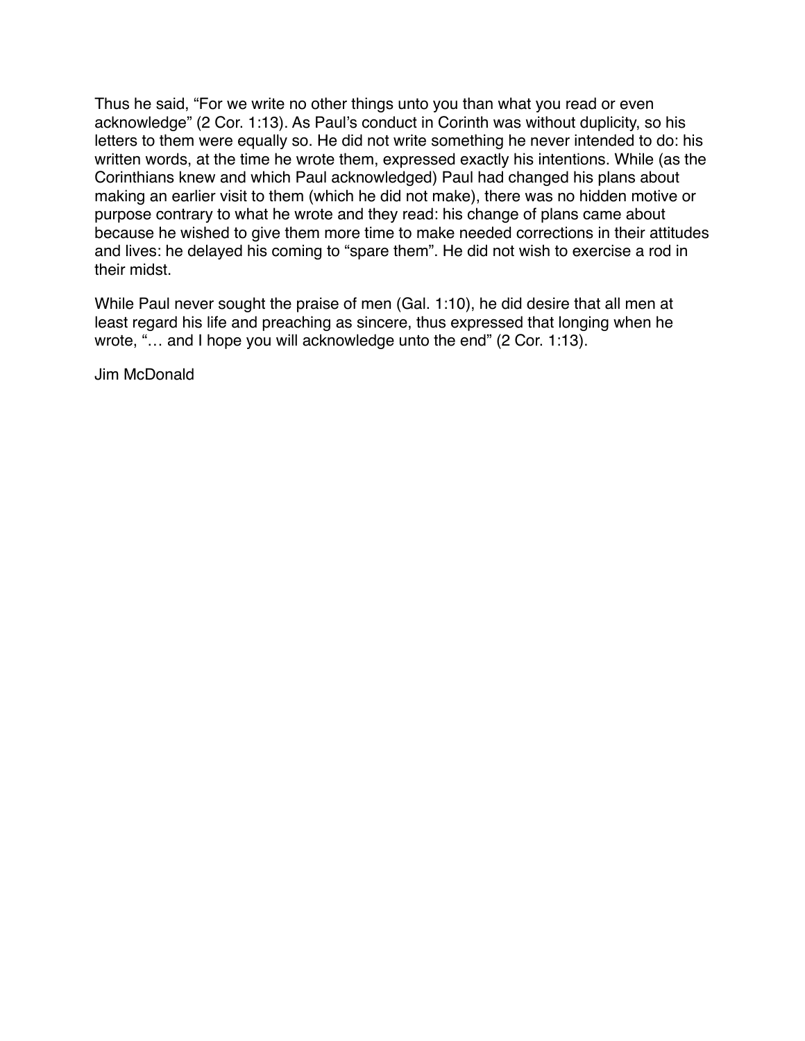Thus he said, “For we write no other things unto you than what you read or even acknowledge” (2 Cor. 1:13). As Paul’s conduct in Corinth was without duplicity, so his letters to them were equally so. He did not write something he never intended to do: his written words, at the time he wrote them, expressed exactly his intentions. While (as the Corinthians knew and which Paul acknowledged) Paul had changed his plans about making an earlier visit to them (which he did not make), there was no hidden motive or purpose contrary to what he wrote and they read: his change of plans came about because he wished to give them more time to make needed corrections in their attitudes and lives: he delayed his coming to “spare them”. He did not wish to exercise a rod in their midst.

While Paul never sought the praise of men (Gal. 1:10), he did desire that all men at least regard his life and preaching as sincere, thus expressed that longing when he wrote, “… and I hope you will acknowledge unto the end” (2 Cor. 1:13).

Jim McDonald